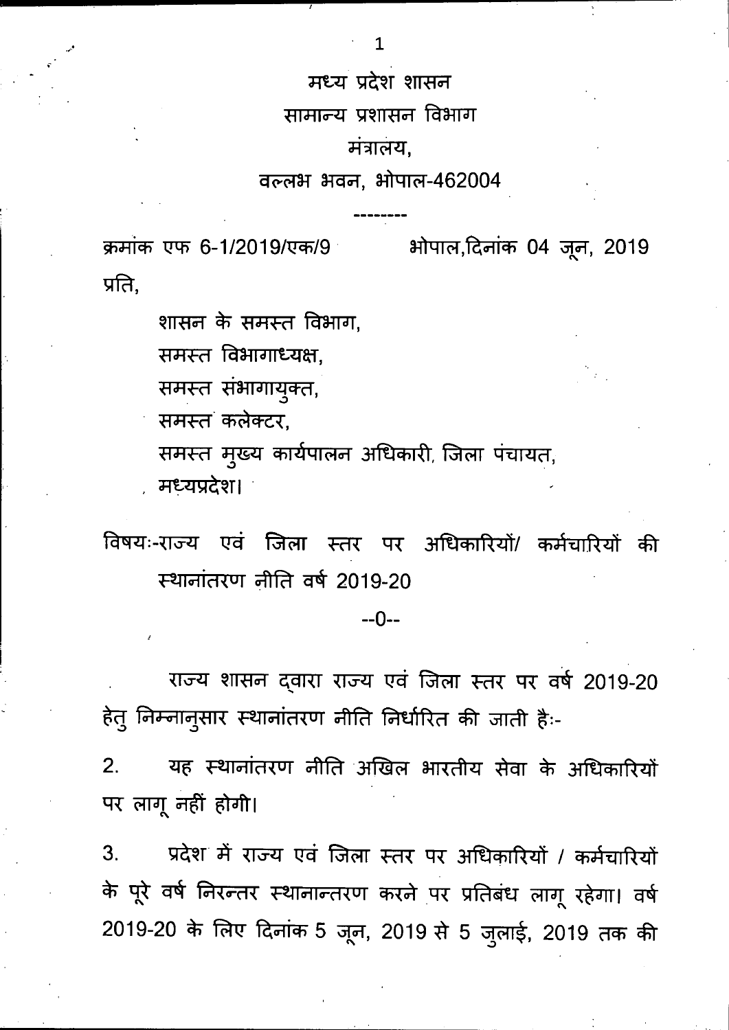**मध्य प्रदेश शासन**
**सामान्य प्रशासन विभाग**
**मंत्रालय,**
**वल्लभ भवन, भोपाल-462004**

---

क्रमांक एफ 6-1/2019/एक/9 भोपाल,दिनांक 04 जून, 2019

प्रति,

शासन के समस्त विभाग,
समस्त विभागाध्यक्ष,
समस्त संभागायुक्त,
समस्त कलेक्टर,
समस्त मुख्य कार्यपालन अधिकारी, जिला पंचायत,
मध्यप्रदेश।

विषयः-राज्य एवं जिला स्तर पर अधिकारियों/ कर्मचारियों की स्थानांतरण नीति वर्ष 2019-20

--0--

राज्य शासन द्वारा राज्य एवं जिला स्तर पर वर्ष 2019-20 हेतु निम्नानुसार स्थानांतरण नीति निर्धारित की जाती हैः-

2. यह स्थानांतरण नीति अखिल भारतीय सेवा के अधिकारियों पर लागू नहीं होगी।

3. प्रदेश में राज्य एवं जिला स्तर पर अधिकारियों / कर्मचारियों के पूरे वर्ष निरन्तर स्थानान्तरण करने पर प्रतिबंध लागू रहेगा। वर्ष 2019-20 के लिए दिनांक 5 जून, 2019 से 5 जुलाई, 2019 तक की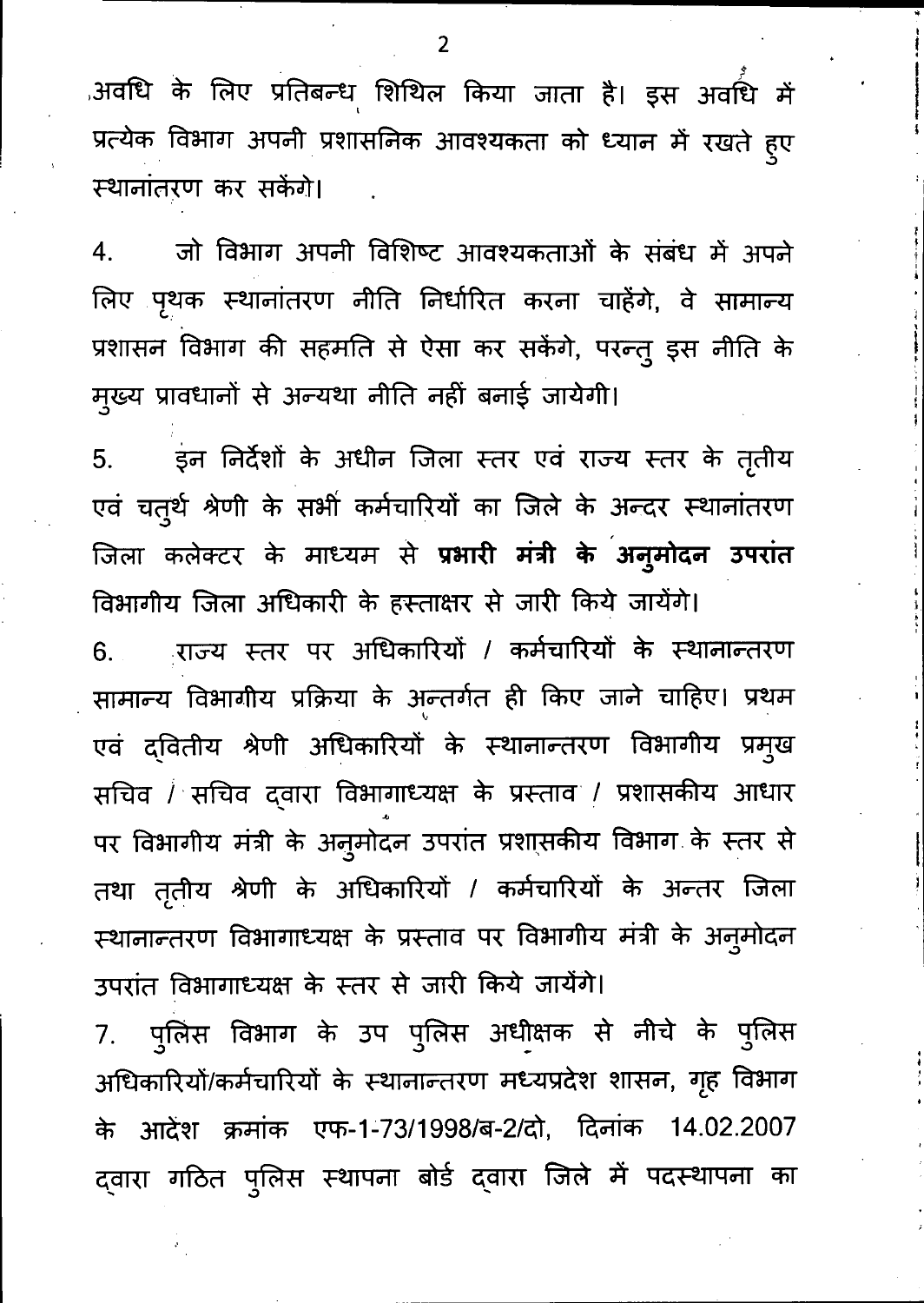अवधि के लिए प्रतिबन्ध शिथिल किया जाता है। इस अवधि में प्रत्येक विभाग अपनी प्रशासनिक आवश्यकता को ध्यान में रखते हुए स्थानांतरण कर सकेंगे।

4. जो विभाग अपनी विशिष्ट आवश्यकताओं के संबंध में अपने लिए पृथक स्थानांतरण नीति निर्धारित करना चाहेंगे, वे सामान्य प्रशासन विभाग की सहमति से ऐसा कर सकेंगे, परन्तु इस नीति के मुख्य प्रावधानों से अन्यथा नीति नहीं बनाई जायेगी।

5. इन निर्देशों के अधीन जिला स्तर एवं राज्य स्तर के तृतीय एवं चतुर्थ श्रेणी के सभी कर्मचारियों का जिले के अन्दर स्थानांतरण जिला कलेक्टर के माध्यम से **प्रभारी मंत्री के अनुमोदन उपरांत** विभागीय जिला अधिकारी के हस्ताक्षर से जारी किये जायेंगे।

6. राज्य स्तर पर अधिकारियों / कर्मचारियों के स्थानान्तरण सामान्य विभागीय प्रक्रिया के अन्तर्गत ही किए जाने चाहिए। प्रथम एवं द्वितीय श्रेणी अधिकारियों के स्थानान्तरण विभागीय प्रमुख सचिव / सचिव द्वारा विभागाध्यक्ष के प्रस्ताव / प्रशासकीय आधार पर विभागीय मंत्री के अनुमोदन उपरांत प्रशासकीय विभाग के स्तर से तथा तृतीय श्रेणी के अधिकारियों / कर्मचारियों के अन्तर जिला स्थानान्तरण विभागाध्यक्ष के प्रस्ताव पर विभागीय मंत्री के अनुमोदन उपरांत विभागाध्यक्ष के स्तर से जारी किये जायेंगे।

7. पुलिस विभाग के उप पुलिस अधीक्षक से नीचे के पुलिस अधिकारियों/कर्मचारियों के स्थानान्तरण मध्यप्रदेश शासन, गृह विभाग के आदेश क्रमांक एफ-1-73/1998/ब-2/दो, दिनांक 14.02.2007 द्वारा गठित पुलिस स्थापना बोर्ड द्वारा जिले में पदस्थापना का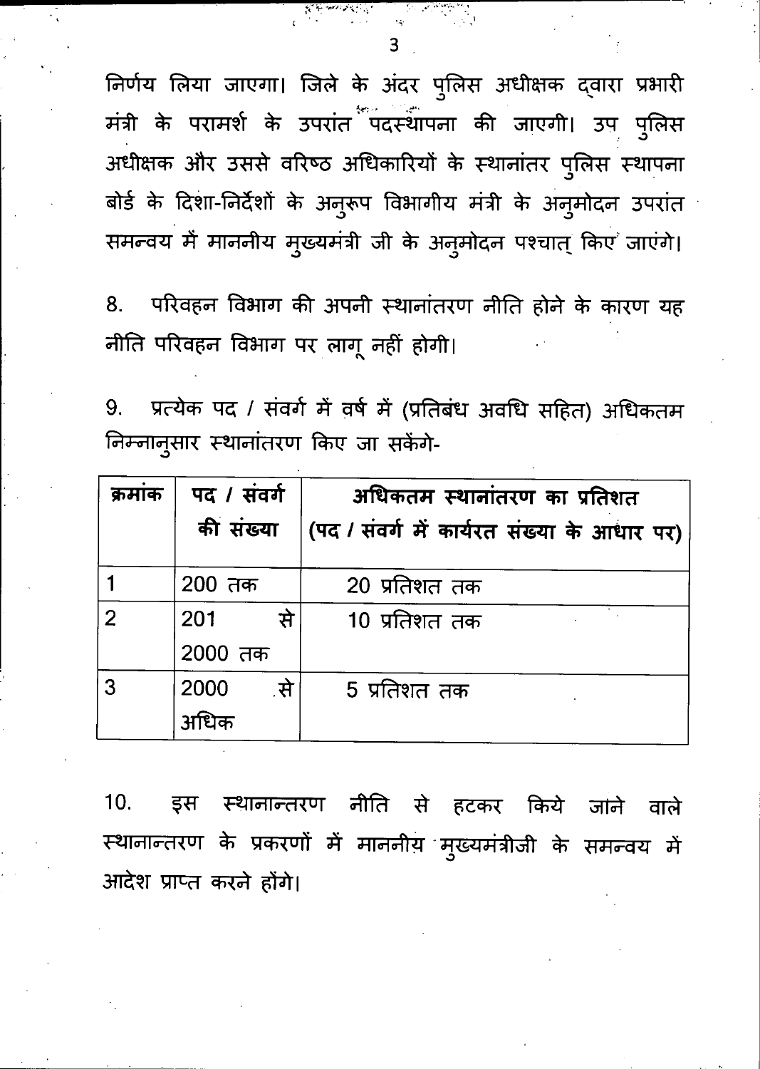निर्णय लिया जाएगा। जिले के अंदर पुलिस अधीक्षक द्वारा प्रभारी मंत्री के परामर्श के उपरांत पदस्थापना की जाएगी। उप पुलिस अधीक्षक और उससे वरिष्ठ अधिकारियों के स्थानांतर पुलिस स्थापना बोर्ड के दिशा-निर्देशों के अनुरूप विभागीय मंत्री के अनुमोदन उपरांत समन्वय में माननीय मुख्यमंत्री जी के अनुमोदन पश्चात् किए जाएंगे।

8. परिवहन विभाग की अपनी स्थानांतरण नीति होने के कारण यह नीति परिवहन विभाग पर लागू नहीं होगी।

9. प्रत्येक पद / संवर्ग में वर्ष में (प्रतिबंध अवधि सहित) अधिकतम निम्नानुसार स्थानांतरण किए जा सकेंगे-

| क्रमांक | पद / संवर्ग की संख्या | अधिकतम स्थानांतरण का प्रतिशत (पद / संवर्ग में कार्यरत संख्या के आधार पर) |
|---|---|---|
| 1 | 200 तक | 20 प्रतिशत तक |
| 2 | 201 से 2000 तक | 10 प्रतिशत तक |
| 3 | 2000 से अधिक | 5 प्रतिशत तक |

10. इस स्थानान्तरण नीति से हटकर किये जाने वाले स्थानान्तरण के प्रकरणों में माननीय मुख्यमंत्रीजी के समन्वय में आदेश प्राप्त करने होंगे।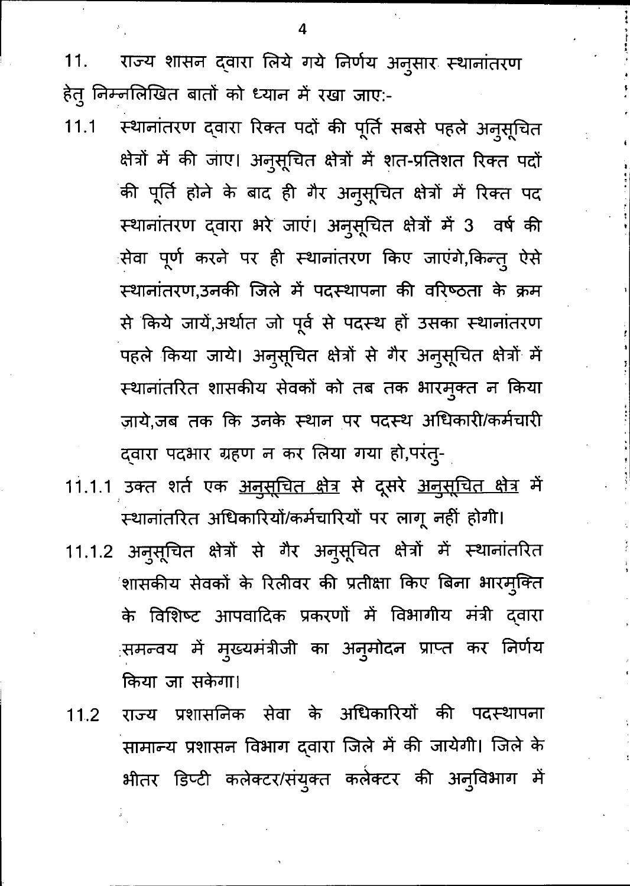11. राज्य शासन द्वारा लिये गये निर्णय अनुसार स्थानांतरण हेतु निम्नलिखित बातों को ध्यान में रखा जाए:-

11.1 स्थानांतरण द्वारा रिक्त पदों की पूर्ति सबसे पहले अनुसूचित क्षेत्रों में की जाए। अनुसूचित क्षेत्रों में शत-प्रतिशत रिक्त पदों की पूर्ति होने के बाद ही गैर अनुसूचित क्षेत्रों में रिक्त पद स्थानांतरण द्वारा भरे जाएं। अनुसूचित क्षेत्रों में 3 वर्ष की सेवा पूर्ण करने पर ही स्थानांतरण किए जाएंगे,किन्तु ऐसे स्थानांतरण,उनकी जिले में पदस्थापना की वरिष्ठता के क्रम से किये जायें,अर्थात जो पूर्व से पदस्थ हों उसका स्थानांतरण पहले किया जाये। अनुसूचित क्षेत्रों से गैर अनुसूचित क्षेत्रों में स्थानांतरित शासकीय सेवकों को तब तक भारमुक्त न किया जाये,जब तक कि उनके स्थान पर पदस्थ अधिकारी/कर्मचारी द्वारा पदभार ग्रहण न कर लिया गया हो,परंतु-

11.1.1 उक्त शर्त एक अनुसूचित क्षेत्र से दूसरे अनुसूचित क्षेत्र में स्थानांतरित अधिकारियों/कर्मचारियों पर लागू नहीं होगी।

11.1.2 अनुसूचित क्षेत्रों से गैर अनुसूचित क्षेत्रों में स्थानांतरित शासकीय सेवकों के रिलीवर की प्रतीक्षा किए बिना भारमुक्ति के विशिष्ट आपवादिक प्रकरणों में विभागीय मंत्री द्वारा समन्वय में मुख्यमंत्रीजी का अनुमोदन प्राप्त कर निर्णय किया जा सकेगा।

11.2 राज्य प्रशासनिक सेवा के अधिकारियों की पदस्थापना सामान्य प्रशासन विभाग द्वारा जिले में की जायेगी। जिले के भीतर डिप्टी कलेक्टर/संयुक्त कलेक्टर की अनुविभाग में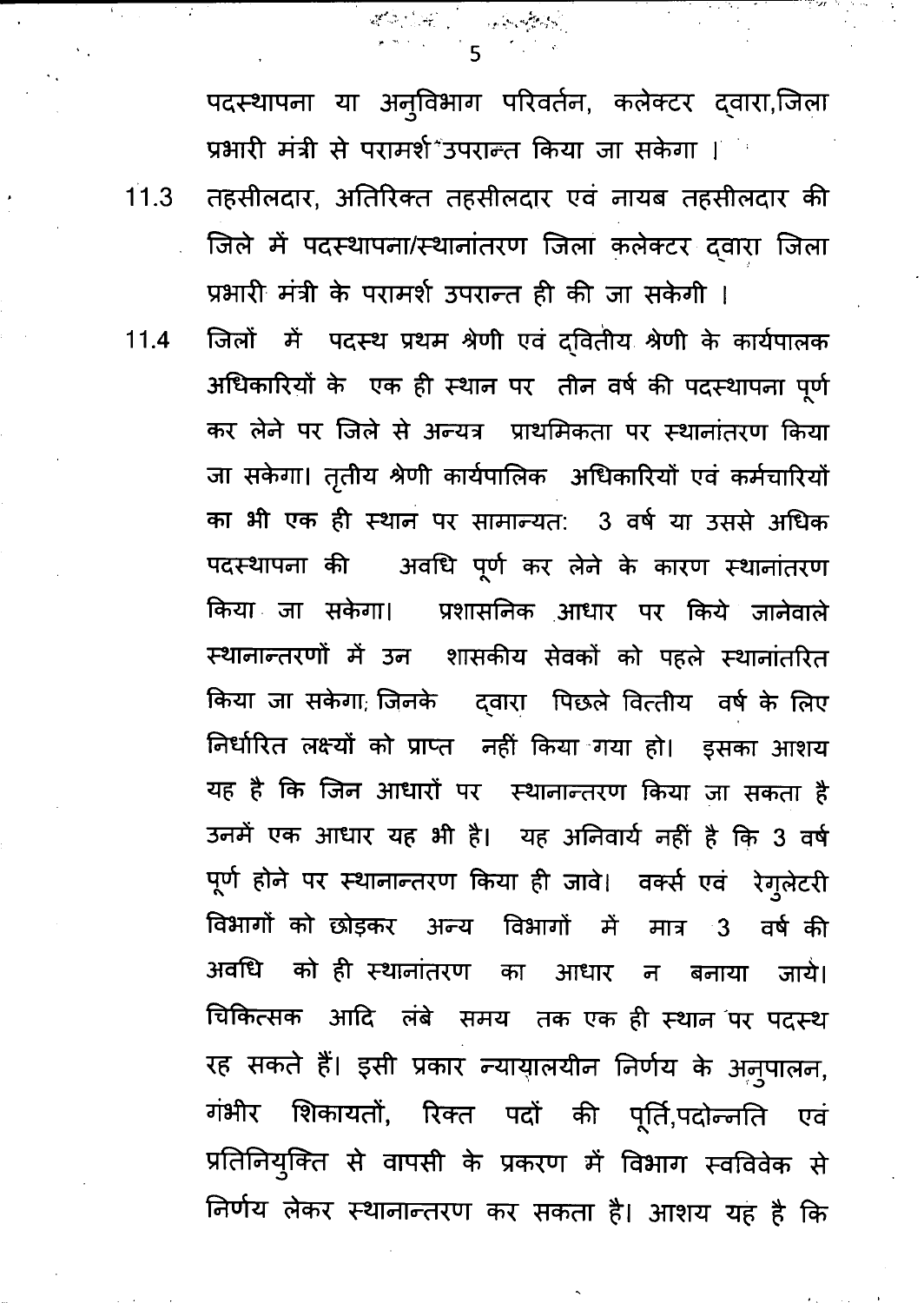पदस्थापना या अनुविभाग परिवर्तन, कलेक्टर द्वारा,जिला प्रभारी मंत्री से परामर्श उपरान्त किया जा सकेगा ।

11.3 तहसीलदार, अतिरिक्त तहसीलदार एवं नायब तहसीलदार की जिले में पदस्थापना/स्थानांतरण जिला कलेक्टर द्वारा जिला प्रभारी मंत्री के परामर्श उपरान्त ही की जा सकेगी ।

11.4 जिलों में पदस्थ प्रथम श्रेणी एवं द्वितीय श्रेणी के कार्यपालक अधिकारियों के एक ही स्थान पर तीन वर्ष की पदस्थापना पूर्ण कर लेने पर जिले से अन्यत्र प्राथमिकता पर स्थानांतरण किया जा सकेगा। तृतीय श्रेणी कार्यपालिक अधिकारियों एवं कर्मचारियों का भी एक ही स्थान पर सामान्यतः 3 वर्ष या उससे अधिक पदस्थापना की अवधि पूर्ण कर लेने के कारण स्थानांतरण किया जा सकेगा। प्रशासनिक आधार पर किये जानेवाले स्थानान्तरणों में उन शासकीय सेवकों को पहले स्थानांतरित किया जा सकेगा; जिनके द्वारा पिछले वित्तीय वर्ष के लिए निर्धारित लक्ष्यों को प्राप्त नहीं किया गया हो। इसका आशय यह है कि जिन आधारों पर स्थानान्तरण किया जा सकता है उनमें एक आधार यह भी है। यह अनिवार्य नहीं है कि 3 वर्ष पूर्ण होने पर स्थानान्तरण किया ही जावे। वर्क्स एवं रेगुलेटरी विभागों को छोड़कर अन्य विभागों में मात्र 3 वर्ष की अवधि को ही स्थानांतरण का आधार न बनाया जाये। चिकित्सक आदि लंबे समय तक एक ही स्थान पर पदस्थ रह सकते हैं। इसी प्रकार न्यायालयीन निर्णय के अनुपालन, गंभीर शिकायतों, रिक्त पदों की पूर्ति,पदोन्नति एवं प्रतिनियुक्ति से वापसी के प्रकरण में विभाग स्वविवेक से निर्णय लेकर स्थानान्तरण कर सकता है। आशय यह है कि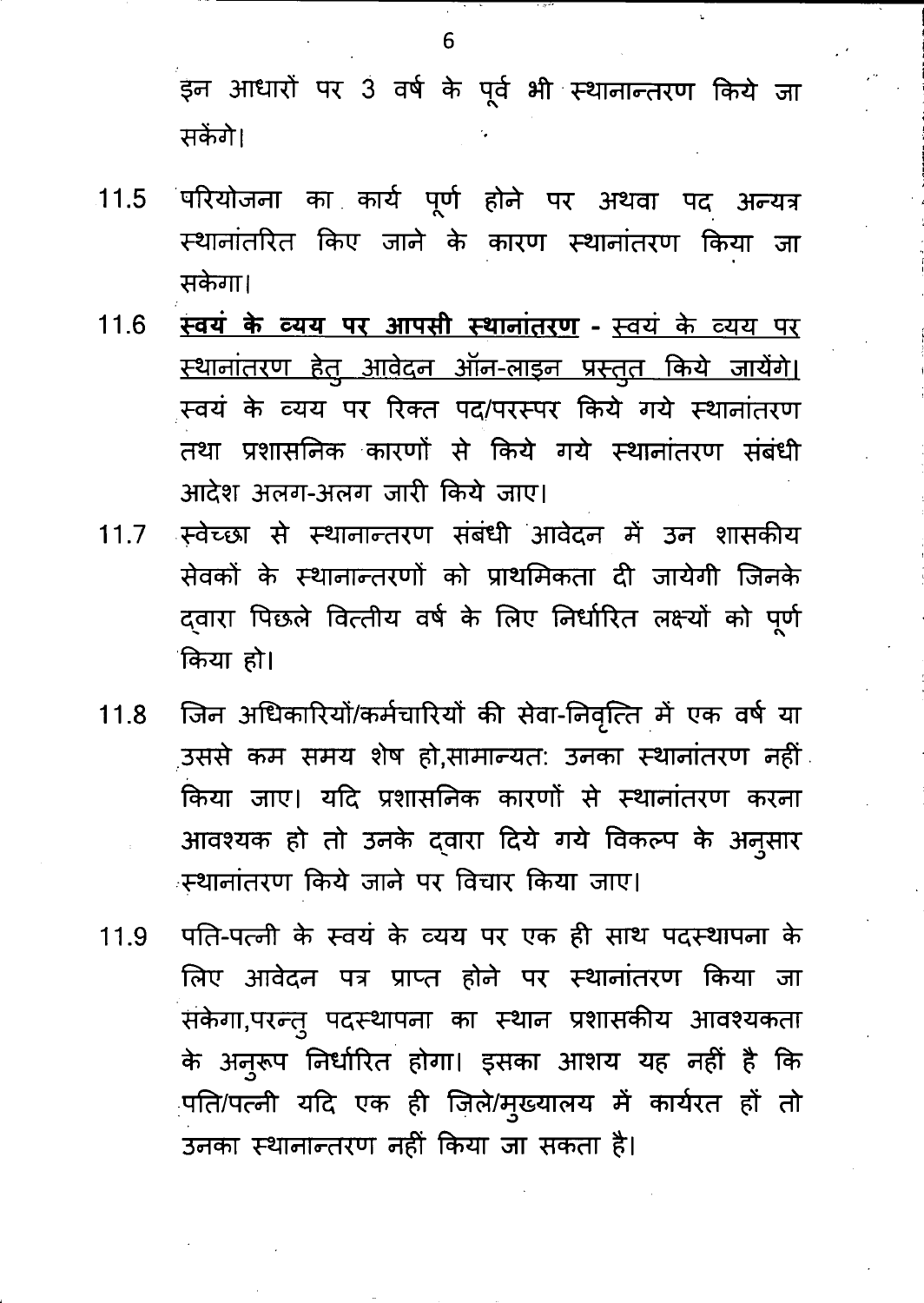इन आधारों पर 3 वर्ष के पूर्व भी स्थानान्तरण किये जा सकेंगे।

11.5 परियोजना का कार्य पूर्ण होने पर अथवा पद अन्यत्र स्थानांतरित किए जाने के कारण स्थानांतरण किया जा सकेगा।

11.6 **स्वयं के व्यय पर आपसी स्थानांतरण** - स्वयं के व्यय पर स्थानांतरण हेतु आवेदन ऑन-लाइन प्रस्तुत किये जायेंगे। स्वयं के व्यय पर रिक्त पद/परस्पर किये गये स्थानांतरण तथा प्रशासनिक कारणों से किये गये स्थानांतरण संबंधी आदेश अलग-अलग जारी किये जाए।

11.7 स्वेच्छा से स्थानान्तरण संबंधी आवेदन में उन शासकीय सेवकों के स्थानान्तरणों को प्राथमिकता दी जायेगी जिनके द्वारा पिछले वित्तीय वर्ष के लिए निर्धारित लक्ष्यों को पूर्ण किया हो।

11.8 जिन अधिकारियों/कर्मचारियों की सेवा-निवृत्ति में एक वर्ष या उससे कम समय शेष हो,सामान्यत: उनका स्थानांतरण नहीं किया जाए। यदि प्रशासनिक कारणों से स्थानांतरण करना आवश्यक हो तो उनके द्वारा दिये गये विकल्प के अनुसार स्थानांतरण किये जाने पर विचार किया जाए।

11.9 पति-पत्नी के स्वयं के व्यय पर एक ही साथ पदस्थापना के लिए आवेदन पत्र प्राप्त होने पर स्थानांतरण किया जा सकेगा,परन्तु पदस्थापना का स्थान प्रशासकीय आवश्यकता के अनुरूप निर्धारित होगा। इसका आशय यह नहीं है कि पति/पत्नी यदि एक ही जिले/मुख्यालय में कार्यरत हों तो उनका स्थानान्तरण नहीं किया जा सकता है।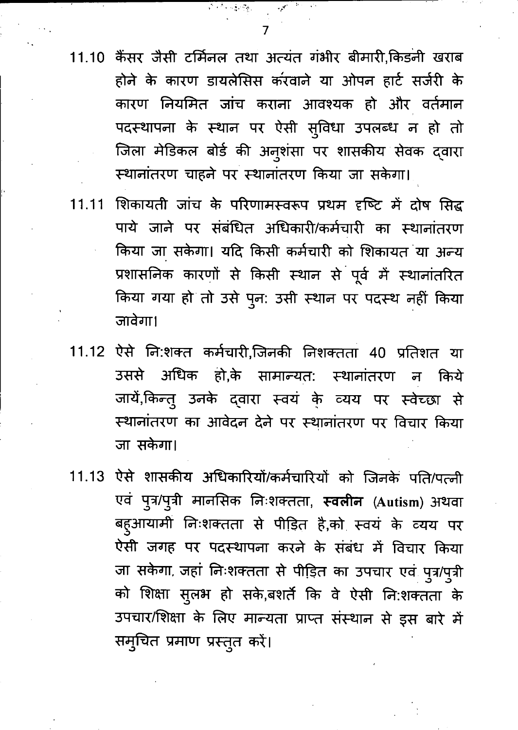11.10 कैंसर जैसी टर्मिनल तथा अत्यंत गंभीर बीमारी,किडनी खराब होने के कारण डायलेसिस करवाने या ओपन हार्ट सर्जरी के कारण नियमित जांच कराना आवश्यक हो और वर्तमान पदस्थापना के स्थान पर ऐसी सुविधा उपलब्ध न हो तो जिला मेडिकल बोर्ड की अनुशंसा पर शासकीय सेवक द्वारा स्थानांतरण चाहने पर स्थानांतरण किया जा सकेगा।

11.11 शिकायती जांच के परिणामस्वरूप प्रथम दृष्टि में दोष सिद्ध पाये जाने पर संबंधित अधिकारी/कर्मचारी का स्थानांतरण किया जा सकेगा। यदि किसी कर्मचारी को शिकायत या अन्य प्रशासनिक कारणों से किसी स्थान से पूर्व में स्थानांतरित किया गया हो तो उसे पुन: उसी स्थान पर पदस्थ नहीं किया जावेगा।

11.12 ऐसे नि:शक्त कर्मचारी,जिनकी निशक्तता 40 प्रतिशत या उससे अधिक हो,के सामान्यत: स्थानांतरण न किये जायें,किन्तु उनके द्वारा स्वयं के व्यय पर स्वेच्छा से स्थानांतरण का आवेदन देने पर स्थानांतरण पर विचार किया जा सकेगा।

11.13 ऐसे शासकीय अधिकारियों/कर्मचारियों को जिनके पति/पत्नी एवं पुत्र/पुत्री मानसिक निःशक्तता, **स्वलीन** (Autism) अथवा बहुआयामी निःशक्तता से पीड़ित है,को स्वयं के व्यय पर ऐसी जगह पर पदस्थापना करने के संबंध में विचार किया जा सकेगा, जहां निःशक्तता से पीड़ित का उपचार एवं पुत्र/पुत्री को शिक्षा सुलभ हो सके,बशर्ते कि वे ऐसी नि:शक्तता के उपचार/शिक्षा के लिए मान्यता प्राप्त संस्थान से इस बारे में समुचित प्रमाण प्रस्तुत करें।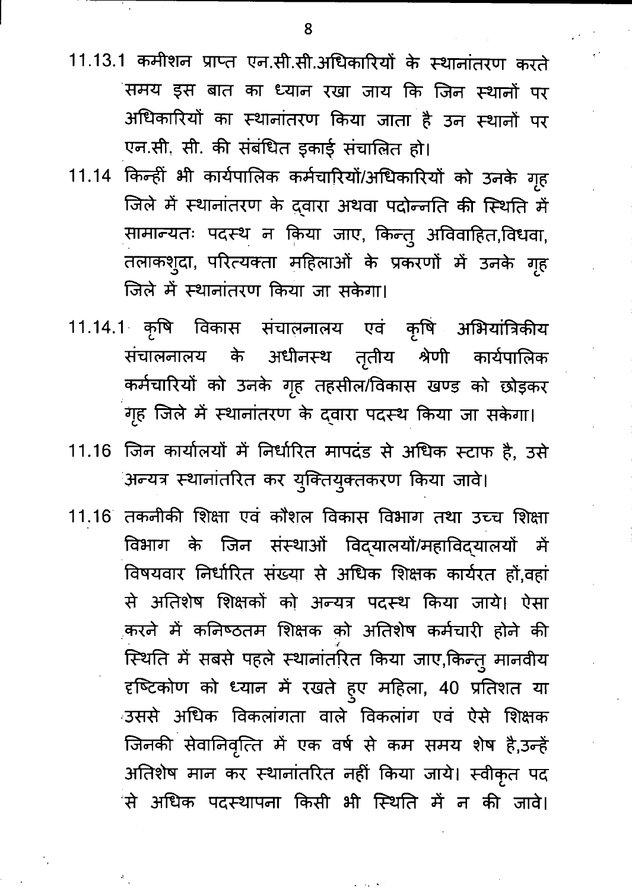11.13.1 कमीशन प्राप्त एन.सी.सी.अधिकारियों के स्थानांतरण करते समय इस बात का ध्यान रखा जाय कि जिन स्थानों पर अधिकारियों का स्थानांतरण किया जाता है उन स्थानों पर एन.सी. सी. की संबंधित इकाई संचालित हो।

11.14 किन्हीं भी कार्यपालिक कर्मचारियों/अधिकारियों को उनके गृह जिले में स्थानांतरण के द्वारा अथवा पदोन्नति की स्थिति में सामान्यतः पदस्थ न किया जाए, किन्तु अविवाहित,विधवा, तलाकशुदा, परित्यक्ता महिलाओं के प्रकरणों में उनके गृह जिले में स्थानांतरण किया जा सकेगा।

11.14.1 कृषि विकास संचालनालय एवं कृषि अभियांत्रिकीय संचालनालय के अधीनस्थ तृतीय श्रेणी कार्यपालिक कर्मचारियों को उनके गृह तहसील/विकास खण्ड को छोड़कर गृह जिले में स्थानांतरण के द्वारा पदस्थ किया जा सकेगा।

11.16 जिन कार्यालयों में निर्धारित मापदंड से अधिक स्टाफ है, उसे अन्यत्र स्थानांतरित कर युक्तियुक्तकरण किया जावे।

11.16 तकनीकी शिक्षा एवं कौशल विकास विभाग तथा उच्च शिक्षा विभाग के जिन संस्थाओं विद्यालयों/महाविद्यालयों में विषयवार निर्धारित संख्या से अधिक शिक्षक कार्यरत हों,वहां से अतिशेष शिक्षकों को अन्यत्र पदस्थ किया जाये। ऐसा करने में कनिष्ठतम शिक्षक को अतिशेष कर्मचारी होने की स्थिति में सबसे पहले स्थानांतरित किया जाए,किन्तु मानवीय दृष्टिकोण को ध्यान में रखते हुए महिला, 40 प्रतिशत या उससे अधिक विकलांगता वाले विकलांग एवं ऐसे शिक्षक जिनकी सेवानिवृत्ति में एक वर्ष से कम समय शेष है,उन्हें अतिशेष मान कर स्थानांतरित नहीं किया जाये। स्वीकृत पद से अधिक पदस्थापना किसी भी स्थिति में न की जावे।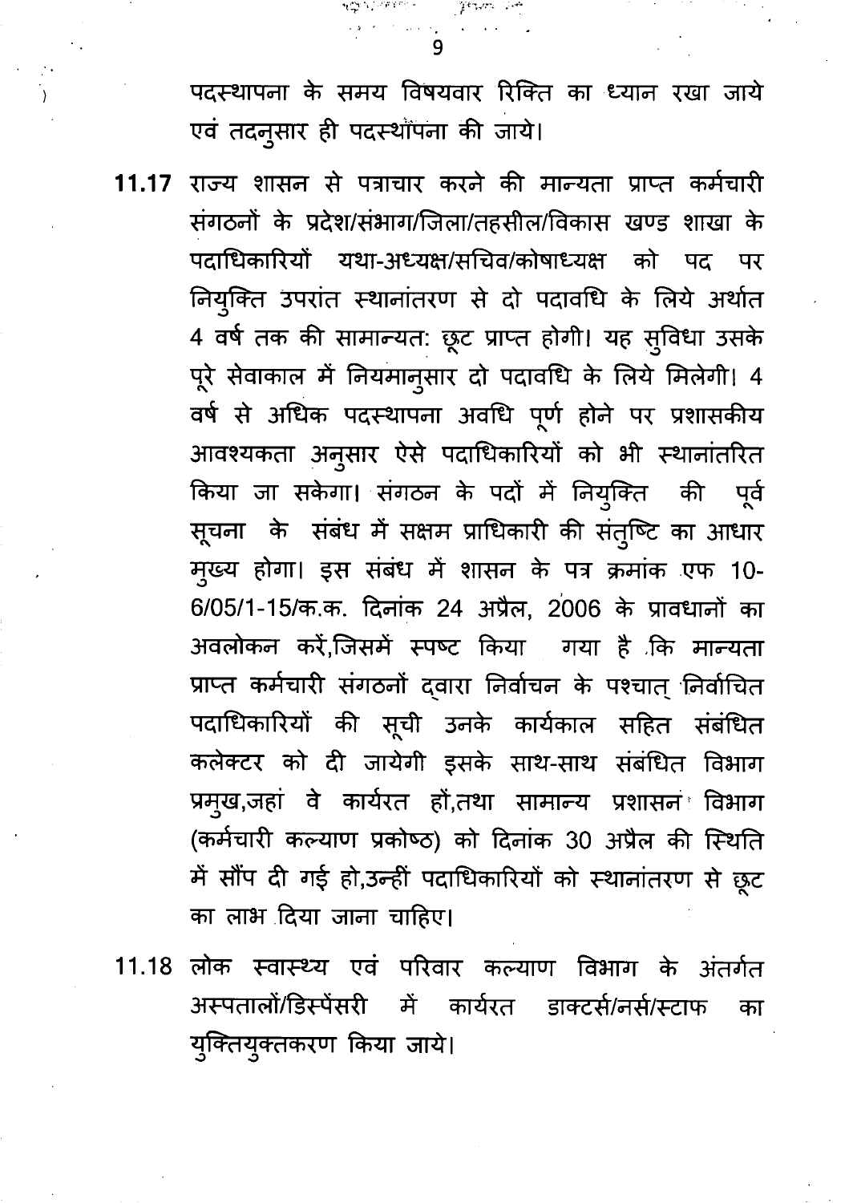पदस्थापना के समय विषयवार रिक्ति का ध्यान रखा जाये एवं तदनुसार ही पदस्थापना की जाये।

**11.17** राज्य शासन से पत्राचार करने की मान्यता प्राप्त कर्मचारी संगठनों के प्रदेश/संभाग/जिला/तहसील/विकास खण्ड शाखा के पदाधिकारियों यथा-अध्यक्ष/सचिव/कोषाध्यक्ष को पद पर नियुक्ति उपरांत स्थानांतरण से दो पदावधि के लिये अर्थात 4 वर्ष तक की सामान्यत: छूट प्राप्त होगी। यह सुविधा उसके पूरे सेवाकाल में नियमानुसार दो पदावधि के लिये मिलेगी। 4 वर्ष से अधिक पदस्थापना अवधि पूर्ण होने पर प्रशासकीय आवश्यकता अनुसार ऐसे पदाधिकारियों को भी स्थानांतरित किया जा सकेगा। संगठन के पदों में नियुक्ति की पूर्व सूचना के संबंध में सक्षम प्राधिकारी की संतुष्टि का आधार मुख्य होगा। इस संबंध में शासन के पत्र क्रमांक एफ 10-6/05/1-15/क.क. दिनांक 24 अप्रैल, 2006 के प्रावधानों का अवलोकन करें,जिसमें स्पष्ट किया गया है कि मान्यता प्राप्त कर्मचारी संगठनों द्वारा निर्वाचन के पश्चात् निर्वाचित पदाधिकारियों की सूची उनके कार्यकाल सहित संबंधित कलेक्टर को दी जायेगी इसके साथ-साथ संबंधित विभाग प्रमुख,जहां वे कार्यरत हों,तथा सामान्य प्रशासन विभाग (कर्मचारी कल्याण प्रकोष्ठ) को दिनांक 30 अप्रैल की स्थिति में सौंप दी गई हो,उन्हीं पदाधिकारियों को स्थानांतरण से छूट का लाभ दिया जाना चाहिए।

11.18 लोक स्वास्थ्य एवं परिवार कल्याण विभाग के अंतर्गत अस्पतालों/डिस्पेंसरी में कार्यरत डाक्टर्स/नर्स/स्टाफ का युक्तियुक्तकरण किया जाये।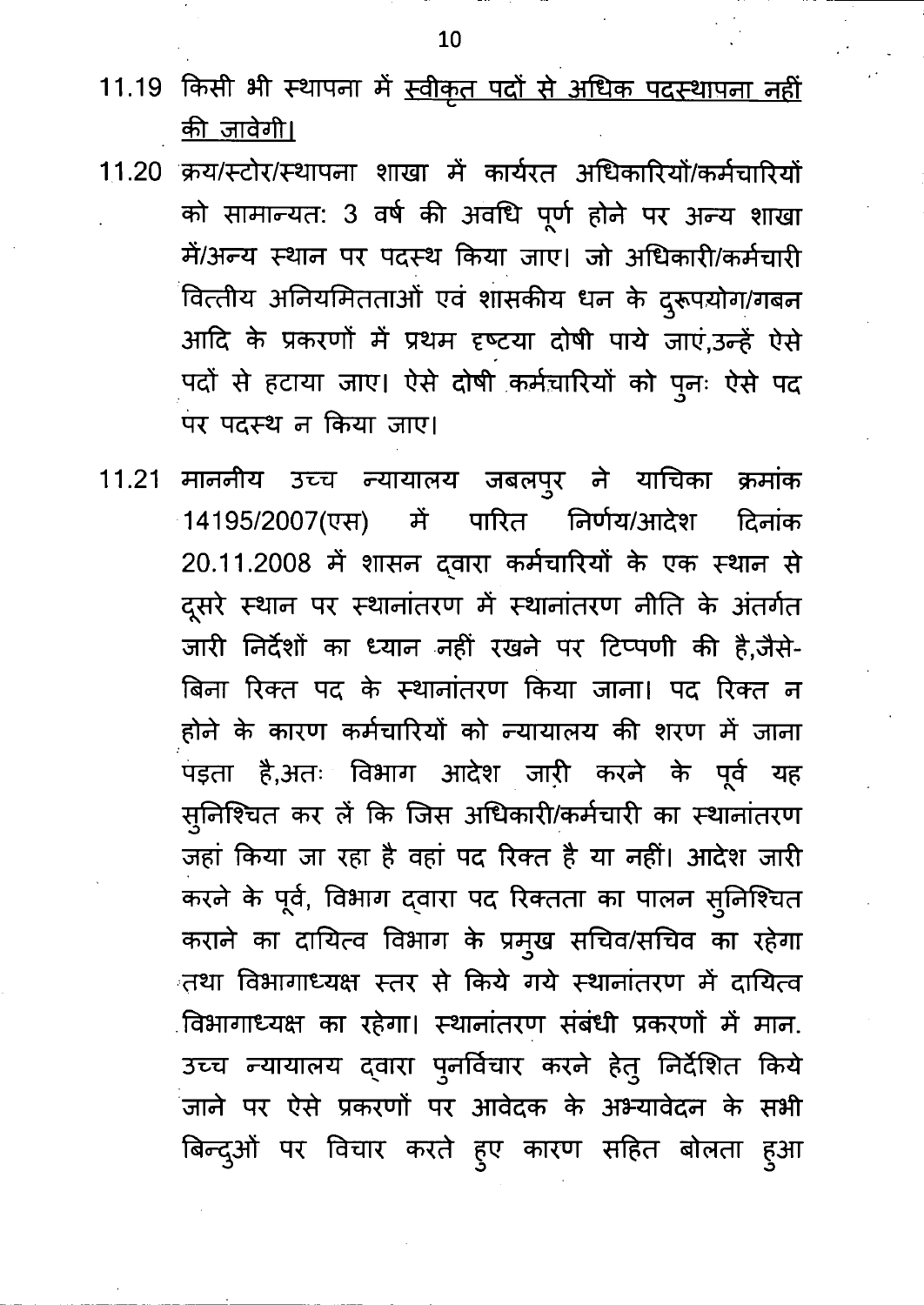11.19 किसी भी स्थापना में स्वीकृत पदों से अधिक पदस्थापना नहीं की जावेगी।

11.20 क्रय/स्टोर/स्थापना शाखा में कार्यरत अधिकारियों/कर्मचारियों को सामान्यत: 3 वर्ष की अवधि पूर्ण होने पर अन्य शाखा में/अन्य स्थान पर पदस्थ किया जाए। जो अधिकारी/कर्मचारी वित्तीय अनियमितताओं एवं शासकीय धन के दुरूपयोग/गबन आदि के प्रकरणों में प्रथम दृष्टया दोषी पाये जाएं,उन्हें ऐसे पदों से हटाया जाए। ऐसे दोषी कर्मचारियों को पुनः ऐसे पद पर पदस्थ न किया जाए।

11.21 माननीय उच्च न्यायालय जबलपुर ने याचिका क्रमांक 14195/2007(एस) में पारित निर्णय/आदेश दिनांक 20.11.2008 में शासन द्वारा कर्मचारियों के एक स्थान से दूसरे स्थान पर स्थानांतरण में स्थानांतरण नीति के अंतर्गत जारी निर्देशों का ध्यान नहीं रखने पर टिप्पणी की है,जैसे- बिना रिक्त पद के स्थानांतरण किया जाना। पद रिक्त न होने के कारण कर्मचारियों को न्यायालय की शरण में जाना पड़ता है,अतः विभाग आदेश जारी करने के पूर्व यह सुनिश्चित कर लें कि जिस अधिकारी/कर्मचारी का स्थानांतरण जहां किया जा रहा है वहां पद रिक्त है या नहीं। आदेश जारी करने के पूर्व, विभाग द्वारा पद रिक्तता का पालन सुनिश्चित कराने का दायित्व विभाग के प्रमुख सचिव/सचिव का रहेगा तथा विभागाध्यक्ष स्तर से किये गये स्थानांतरण में दायित्व विभागाध्यक्ष का रहेगा। स्थानांतरण संबंधी प्रकरणों में मान. उच्च न्यायालय द्वारा पुनर्विचार करने हेतु निर्देशित किये जाने पर ऐसे प्रकरणों पर आवेदक के अभ्यावेदन के सभी बिन्दुओं पर विचार करते हुए कारण सहित बोलता हुआ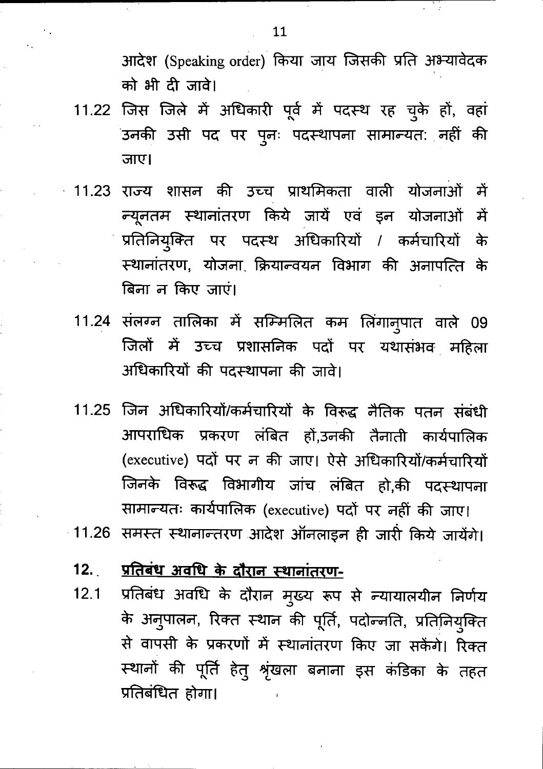आदेश (Speaking order) किया जाय जिसकी प्रति अभ्यावेदक को भी दी जावे।

11.22 जिस जिले में अधिकारी पूर्व में पदस्थ रह चुके हों, वहां उनकी उसी पद पर पुनः पदस्थापना सामान्यतः नहीं की जाए।

11.23 राज्य शासन की उच्च प्राथमिकता वाली योजनाओं में न्यूनतम स्थानांतरण किये जायें एवं इन योजनाओं में प्रतिनियुक्ति पर पदस्थ अधिकारियों / कर्मचारियों के स्थानांतरण, योजना क्रियान्वयन विभाग की अनापत्ति के बिना न किए जाएं।

11.24 संलग्न तालिका में सम्मिलित कम लिंगानुपात वाले 09 जिलों में उच्च प्रशासनिक पदों पर यथासंभव महिला अधिकारियों की पदस्थापना की जावे।

11.25 जिन अधिकारियों/कर्मचारियों के विरूद्ध नैतिक पतन संबंधी आपराधिक प्रकरण लंबित हों,उनकी तैनाती कार्यपालिक (executive) पदों पर न की जाए। ऐसे अधिकारियों/कर्मचारियों जिनके विरूद्ध विभागीय जांच लंबित हो,की पदस्थापना सामान्यतः कार्यपालिक (executive) पदों पर नहीं की जाए।

11.26 समस्त स्थानान्तरण आदेश ऑनलाइन ही जारी किये जायेंगे।

## 12. <u>प्रतिबंध अवधि के दौरान स्थानांतरण-</u>

12.1 प्रतिबंध अवधि के दौरान मुख्य रूप से न्यायालयीन निर्णय के अनुपालन, रिक्त स्थान की पूर्ति, पदोन्नति, प्रतिनियुक्ति से वापसी के प्रकरणों में स्थानांतरण किए जा सकेंगे। रिक्त स्थानों की पूर्ति हेतु श्रृंखला बनाना इस कंडिका के तहत प्रतिबंधित होगा।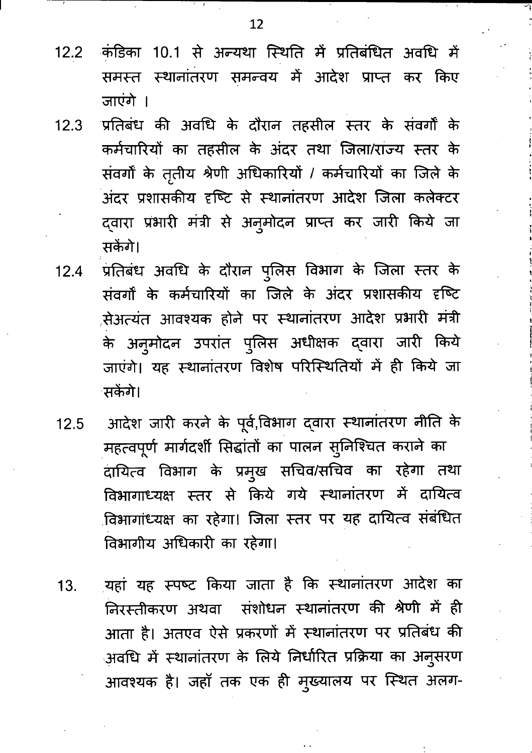12.2 कंडिका 10.1 से अन्यथा स्थिति में प्रतिबंधित अवधि में समस्त स्थानांतरण समन्वय में आदेश प्राप्त कर किए जाएंगे ।

12.3 प्रतिबंध की अवधि के दौरान तहसील स्तर के संवर्गों के कर्मचारियों का तहसील के अंदर तथा जिला/राज्य स्तर के संवर्गों के तृतीय श्रेणी अधिकारियों / कर्मचारियों का जिले के अंदर प्रशासकीय दृष्टि से स्थानांतरण आदेश जिला कलेक्टर द्वारा प्रभारी मंत्री से अनुमोदन प्राप्त कर जारी किये जा सकेंगे।

12.4 प्रतिबंध अवधि के दौरान पुलिस विभाग के जिला स्तर के संवर्गों के कर्मचारियों का जिले के अंदर प्रशासकीय दृष्टि सेअत्यंत आवश्यक होने पर स्थानांतरण आदेश प्रभारी मंत्री के अनुमोदन उपरांत पुलिस अधीक्षक द्वारा जारी किये जाएंगे। यह स्थानांतरण विशेष परिस्थितियों में ही किये जा सकेंगे।

12.5 आदेश जारी करने के पूर्व,विभाग द्वारा स्थानांतरण नीति के महत्वपूर्ण मार्गदर्शी सिद्धांतों का पालन सुनिश्चित कराने का दायित्व विभाग के प्रमुख सचिव/सचिव का रहेगा तथा विभागाध्यक्ष स्तर से किये गये स्थानांतरण में दायित्व विभागांध्यक्ष का रहेगा। जिला स्तर पर यह दायित्व संबंधित विभागीय अधिकारी का रहेगा।

13. यहां यह स्पष्ट किया जाता है कि स्थानांतरण आदेश का निरस्तीकरण अथवा संशोधन स्थानांतरण की श्रेणी में ही आता है। अतएव ऐसे प्रकरणों में स्थानांतरण पर प्रतिबंध की अवधि में स्थानांतरण के लिये निर्धारित प्रक्रिया का अनुसरण आवश्यक है। जहाँ तक एक ही मुख्यालय पर स्थित अलग-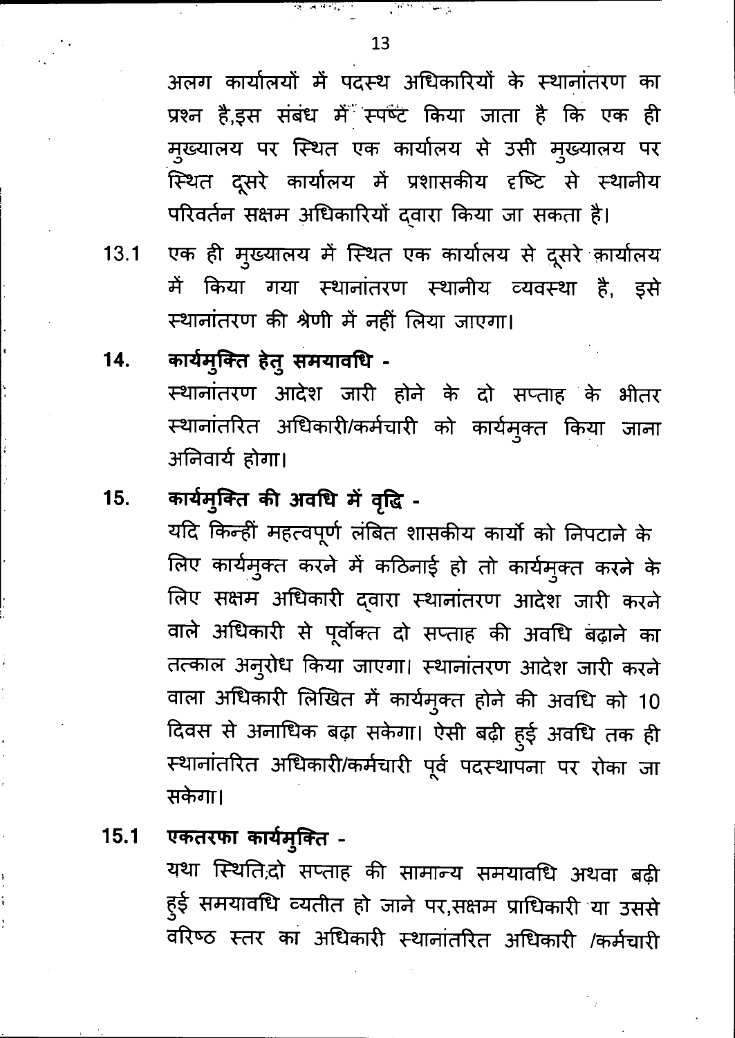अलग कार्यालयों में पदस्थ अधिकारियों के स्थानांतरण का प्रश्न है,इस संबंध में स्पष्ट किया जाता है कि एक ही मुख्यालय पर स्थित एक कार्यालय से उसी मुख्यालय पर स्थित दूसरे कार्यालय में प्रशासकीय दृष्टि से स्थानीय परिवर्तन सक्षम अधिकारियों द्वारा किया जा सकता है।

13.1 एक ही मुख्यालय में स्थित एक कार्यालय से दूसरे कार्यालय में किया गया स्थानांतरण स्थानीय व्यवस्था है, इसे स्थानांतरण की श्रेणी में नहीं लिया जाएगा।

**14. कार्यमुक्ति हेतु समयावधि -**

स्थानांतरण आदेश जारी होने के दो सप्ताह के भीतर स्थानांतरित अधिकारी/कर्मचारी को कार्यमुक्त किया जाना अनिवार्य होगा।

**15. कार्यमुक्ति की अवधि में वृद्धि -**

यदि किन्हीं महत्वपूर्ण लंबित शासकीय कार्यो को निपटाने के लिए कार्यमुक्त करने में कठिनाई हो तो कार्यमुक्त करने के लिए सक्षम अधिकारी द्वारा स्थानांतरण आदेश जारी करने वाले अधिकारी से पूर्वोक्त दो सप्ताह की अवधि बढ़ाने का तत्काल अनुरोध किया जाएगा। स्थानांतरण आदेश जारी करने वाला अधिकारी लिखित में कार्यमुक्त होने की अवधि को 10 दिवस से अनाधिक बढ़ा सकेगा। ऐसी बढ़ी हुई अवधि तक ही स्थानांतरित अधिकारी/कर्मचारी पूर्व पदस्थापना पर रोका जा सकेगा।

**15.1 एकतरफा कार्यमुक्ति -**

यथा स्थिति;दो सप्ताह की सामान्य समयावधि अथवा बढ़ी हुई समयावधि व्यतीत हो जाने पर,सक्षम प्राधिकारी या उससे वरिष्ठ स्तर का अधिकारी स्थानांतरित अधिकारी /कर्मचारी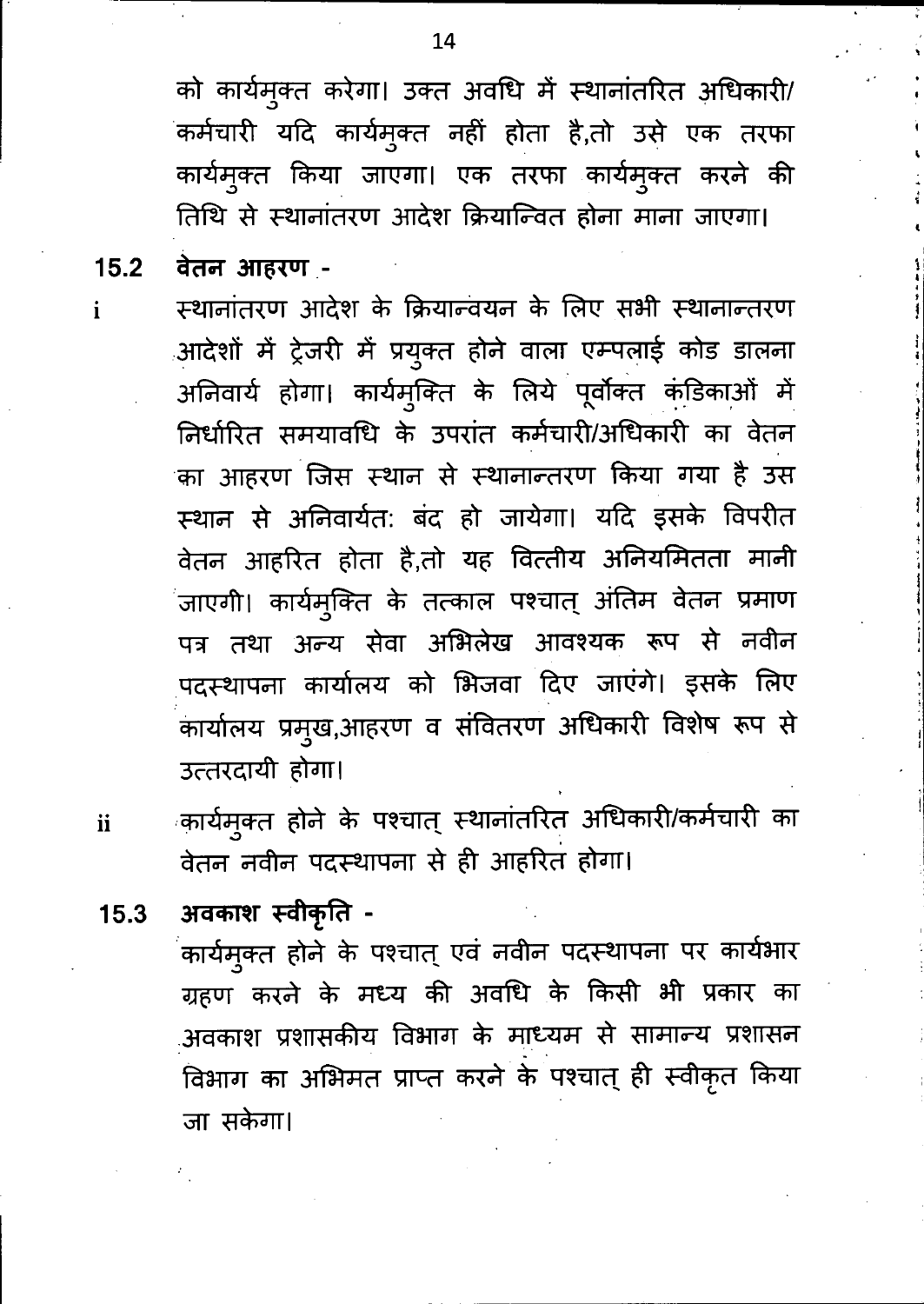को कार्यमुक्त करेगा। उक्त अवधि में स्थानांतरित अधिकारी/कर्मचारी यदि कार्यमुक्त नहीं होता है,तो उसे एक तरफा कार्यमुक्त किया जाएगा। एक तरफा कार्यमुक्त करने की तिथि से स्थानांतरण आदेश क्रियान्वित होना माना जाएगा।

**15.2 वेतन आहरण -**

i स्थानांतरण आदेश के क्रियान्वयन के लिए सभी स्थानान्तरण आदेशों में ट्रेजरी में प्रयुक्त होने वाला एम्पलाई कोड डालना अनिवार्य होगा। कार्यमुक्ति के लिये पूर्वोक्त कंडिकाओं में निर्धारित समयावधि के उपरांत कर्मचारी/अधिकारी का वेतन का आहरण जिस स्थान से स्थानान्तरण किया गया है उस स्थान से अनिवार्यतः बंद हो जायेगा। यदि इसके विपरीत वेतन आहरित होता है,तो यह वित्तीय अनियमितता मानी जाएगी। कार्यमुक्ति के तत्काल पश्चात् अंतिम वेतन प्रमाण पत्र तथा अन्य सेवा अभिलेख आवश्यक रूप से नवीन पदस्थापना कार्यालय को भिजवा दिए जाएंगे। इसके लिए कार्यालय प्रमुख,आहरण व संवितरण अधिकारी विशेष रूप से उत्तरदायी होगा।

ii कार्यमुक्त होने के पश्चात् स्थानांतरित अधिकारी/कर्मचारी का वेतन नवीन पदस्थापना से ही आहरित होगा।

**15.3 अवकाश स्वीकृति -**

कार्यमुक्त होने के पश्चात् एवं नवीन पदस्थापना पर कार्यभार ग्रहण करने के मध्य की अवधि के किसी भी प्रकार का अवकाश प्रशासकीय विभाग के माध्यम से सामान्य प्रशासन विभाग का अभिमत प्राप्त करने के पश्चात् ही स्वीकृत किया जा सकेगा।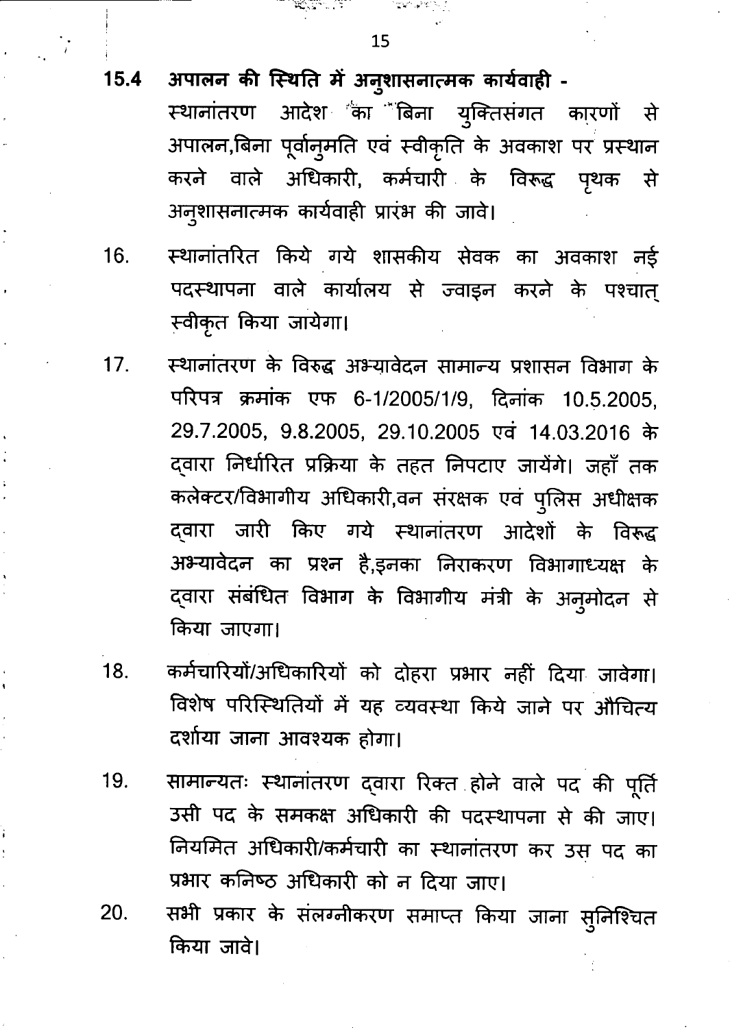**15.4 अपालन की स्थिति में अनुशासनात्मक कार्यवाही -**
स्थानांतरण आदेश का बिना युक्तिसंगत कारणों से अपालन,बिना पूर्वानुमति एवं स्वीकृति के अवकाश पर प्रस्थान करने वाले अधिकारी, कर्मचारी के विरूद्ध पृथक से अनुशासनात्मक कार्यवाही प्रारंभ की जावे।

16. स्थानांतरित किये गये शासकीय सेवक का अवकाश नई पदस्थापना वाले कार्यालय से ज्वाइन करने के पश्चात् स्वीकृत किया जायेगा।

17. स्थानांतरण के विरुद्ध अभ्यावेदन सामान्य प्रशासन विभाग के परिपत्र क्रमांक एफ 6-1/2005/1/9, दिनांक 10.5.2005, 29.7.2005, 9.8.2005, 29.10.2005 एवं 14.03.2016 के द्वारा निर्धारित प्रक्रिया के तहत निपटाए जायेंगे। जहाँ तक कलेक्टर/विभागीय अधिकारी,वन संरक्षक एवं पुलिस अधीक्षक द्वारा जारी किए गये स्थानांतरण आदेशों के विरूद्ध अभ्यावेदन का प्रश्न है,इनका निराकरण विभागाध्यक्ष के द्वारा संबंधित विभाग के विभागीय मंत्री के अनुमोदन से किया जाएगा।

18. कर्मचारियों/अधिकारियों को दोहरा प्रभार नहीं दिया जावेगा। विशेष परिस्थितियों में यह व्यवस्था किये जाने पर औचित्य दर्शाया जाना आवश्यक होगा।

19. सामान्यतः स्थानांतरण द्वारा रिक्त होने वाले पद की पूर्ति उसी पद के समकक्ष अधिकारी की पदस्थापना से की जाए। नियमित अधिकारी/कर्मचारी का स्थानांतरण कर उस पद का प्रभार कनिष्ठ अधिकारी को न दिया जाए।

20. सभी प्रकार के संलग्नीकरण समाप्त किया जाना सुनिश्चित किया जावे।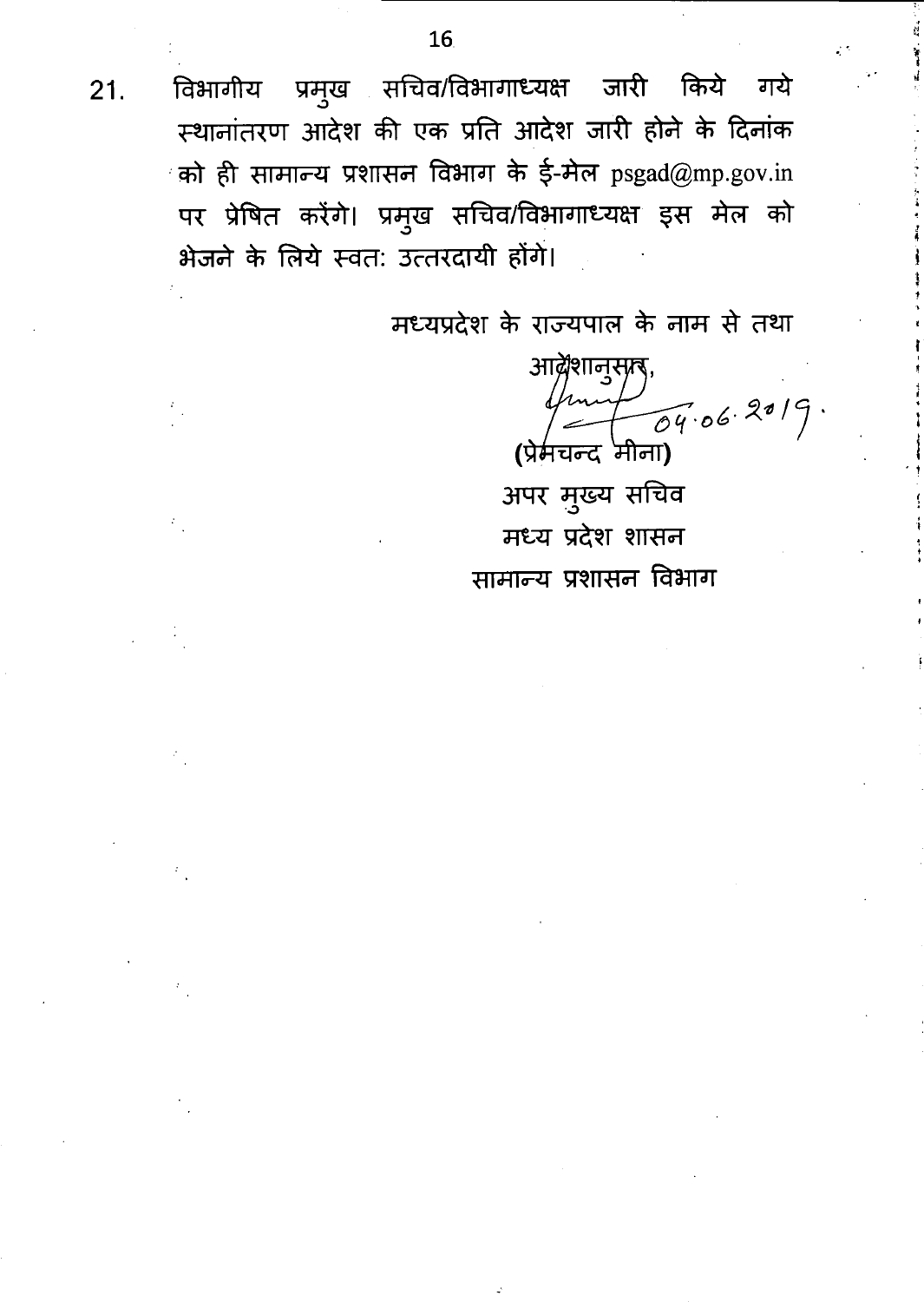21. विभागीय प्रमुख सचिव/विभागाध्यक्ष जारी किये गये स्थानांतरण आदेश की एक प्रति आदेश जारी होने के दिनांक को ही सामान्य प्रशासन विभाग के ई-मेल psgad@mp.gov.in पर प्रेषित करेंगे। प्रमुख सचिव/विभागाध्यक्ष इस मेल को भेजने के लिये स्वतः उत्तरदायी होंगे।

मध्यप्रदेश के राज्यपाल के नाम से तथा

आदेशानुसार,

04.06.2019.

(प्रेमचन्द मीना)

अपर मुख्य सचिव

मध्य प्रदेश शासन

सामान्य प्रशासन विभाग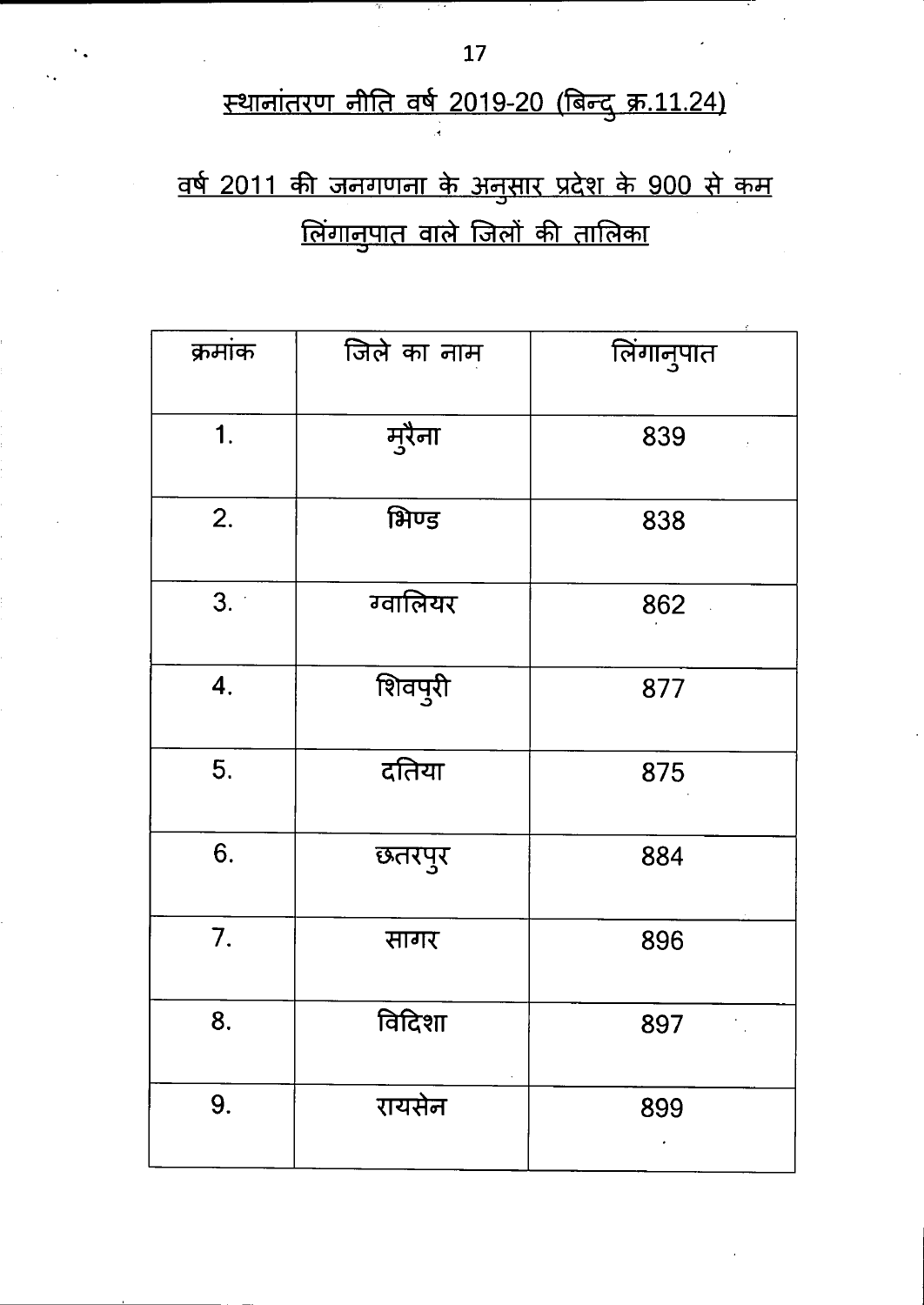## स्थानांतरण नीति वर्ष 2019-20 (बिन्दु क्र.11.24)

## वर्ष 2011 की जनगणना के अनुसार प्रदेश के 900 से कम लिंगानुपात वाले जिलों की तालिका

| क्रमांक | जिले का नाम | लिंगानुपात |
|---|---|---|
| 1. | मुरैना | 839 |
| 2. | भिण्ड | 838 |
| 3. | ग्वालियर | 862 |
| 4. | शिवपुरी | 877 |
| 5. | दतिया | 875 |
| 6. | छतरपुर | 884 |
| 7. | सागर | 896 |
| 8. | विदिशा | 897 |
| 9. | रायसेन | 899 |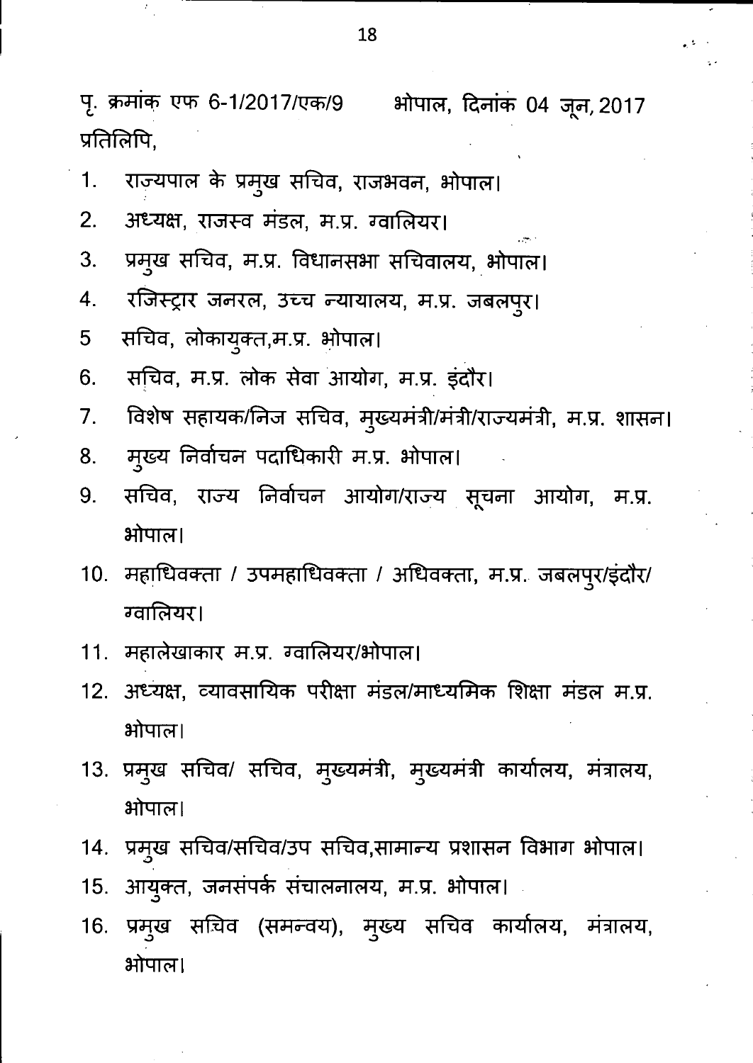पृ. क्रमांक एफ 6-1/2017/एक/9 भोपाल, दिनांक 04 जून, 2017

प्रतिलिपि,

1. राज्यपाल के प्रमुख सचिव, राजभवन, भोपाल।
2. अध्यक्ष, राजस्व मंडल, म.प्र. ग्वालियर।
3. प्रमुख सचिव, म.प्र. विधानसभा सचिवालय, भोपाल।
4. रजिस्ट्रार जनरल, उच्च न्यायालय, म.प्र. जबलपुर।
5. सचिव, लोकायुक्त,म.प्र. भोपाल।
6. सचिव, म.प्र. लोक सेवा आयोग, म.प्र. इंदौर।
7. विशेष सहायक/निज सचिव, मुख्यमंत्री/मंत्री/राज्यमंत्री, म.प्र. शासन।
8. मुख्य निर्वाचन पदाधिकारी म.प्र. भोपाल।
9. सचिव, राज्य निर्वाचन आयोग/राज्य सूचना आयोग, म.प्र. भोपाल।
10. महाधिवक्ता / उपमहाधिवक्ता / अधिवक्ता, म.प्र. जबलपुर/इंदौर/ ग्वालियर।
11. महालेखाकार म.प्र. ग्वालियर/भोपाल।
12. अध्यक्ष, व्यावसायिक परीक्षा मंडल/माध्यमिक शिक्षा मंडल म.प्र. भोपाल।
13. प्रमुख सचिव/ सचिव, मुख्यमंत्री, मुख्यमंत्री कार्यालय, मंत्रालय, भोपाल।
14. प्रमुख सचिव/सचिव/उप सचिव,सामान्य प्रशासन विभाग भोपाल।
15. आयुक्त, जनसंपर्क संचालनालय, म.प्र. भोपाल।
16. प्रमुख सचिव (समन्वय), मुख्य सचिव कार्यालय, मंत्रालय, भोपाल।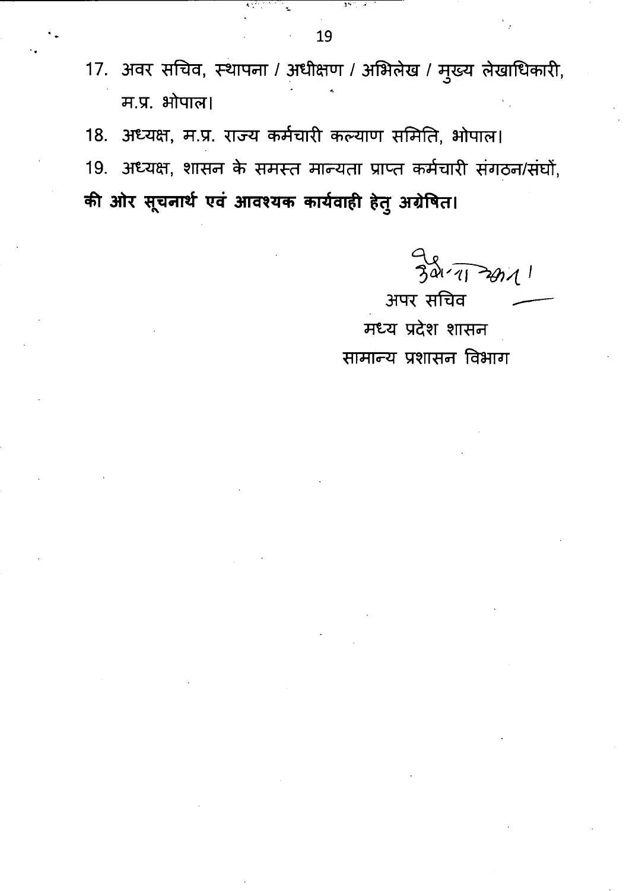17. अवर सचिव, स्थापना / अधीक्षण / अभिलेख / मुख्य लेखाधिकारी, म.प्र. भोपाल।
18. अध्यक्ष, म.प्र. राज्य कर्मचारी कल्याण समिति, भोपाल।
19. अध्यक्ष, शासन के समस्त मान्यता प्राप्त कर्मचारी संगठन/संघों,

**की ओर सूचनार्थ एवं आवश्यक कार्यवाही हेतु अग्रेषित।**

अपर सचिव
मध्य प्रदेश शासन
सामान्य प्रशासन विभाग